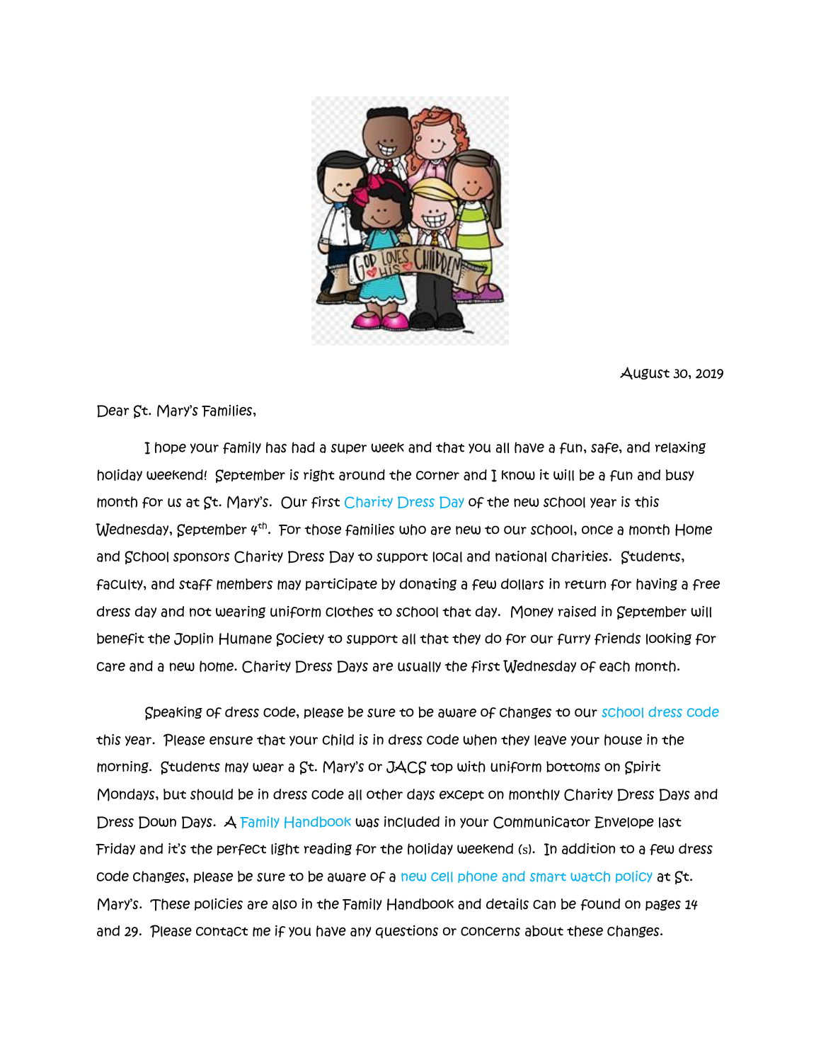August 30, 2019

Dear St. Mary's Families,

I hope your family has had a super week and that you all have a fun, safe, and relaxing holiday weekend! September is right around the corner and I know it will be a fun and busy month for us at St. Mary's. Our first Charity Dress Day of the new school year is this Wednesday, September 4th. For those families who are new to our school, once a month Home and School sponsors Charity Dress Day to support local and national charities. Students, faculty, and staff members may participate by donating a few dollars in return for having a free dress day and not wearing uniform clothes to school that day. Money raised in September will benefit the Joplin Humane Society to support all that they do for our furry friends looking for care and a new home. Charity Dress Days are usually the first Wednesday of each month.

Speaking of dress code, please be sure to be aware of changes to our school dress code this year. Please ensure that your child is in dress code when they leave your house in the morning. Students may wear a St. Mary's or JACS top with uniform bottoms on Spirit Mondays, but should be in dress code all other days except on monthly Charity Dress Days and Dress Down Days. A Family Handbook was included in your Communicator Envelope last Friday and it's the perfect light reading for the holiday weekend (s). In addition to a few dress code changes, please be sure to be aware of a new cell phone and smart watch policy at St. Mary's. These policies are also in the Family Handbook and details can be found on pages 14 and 29. Please contact me if you have any questions or concerns about these changes.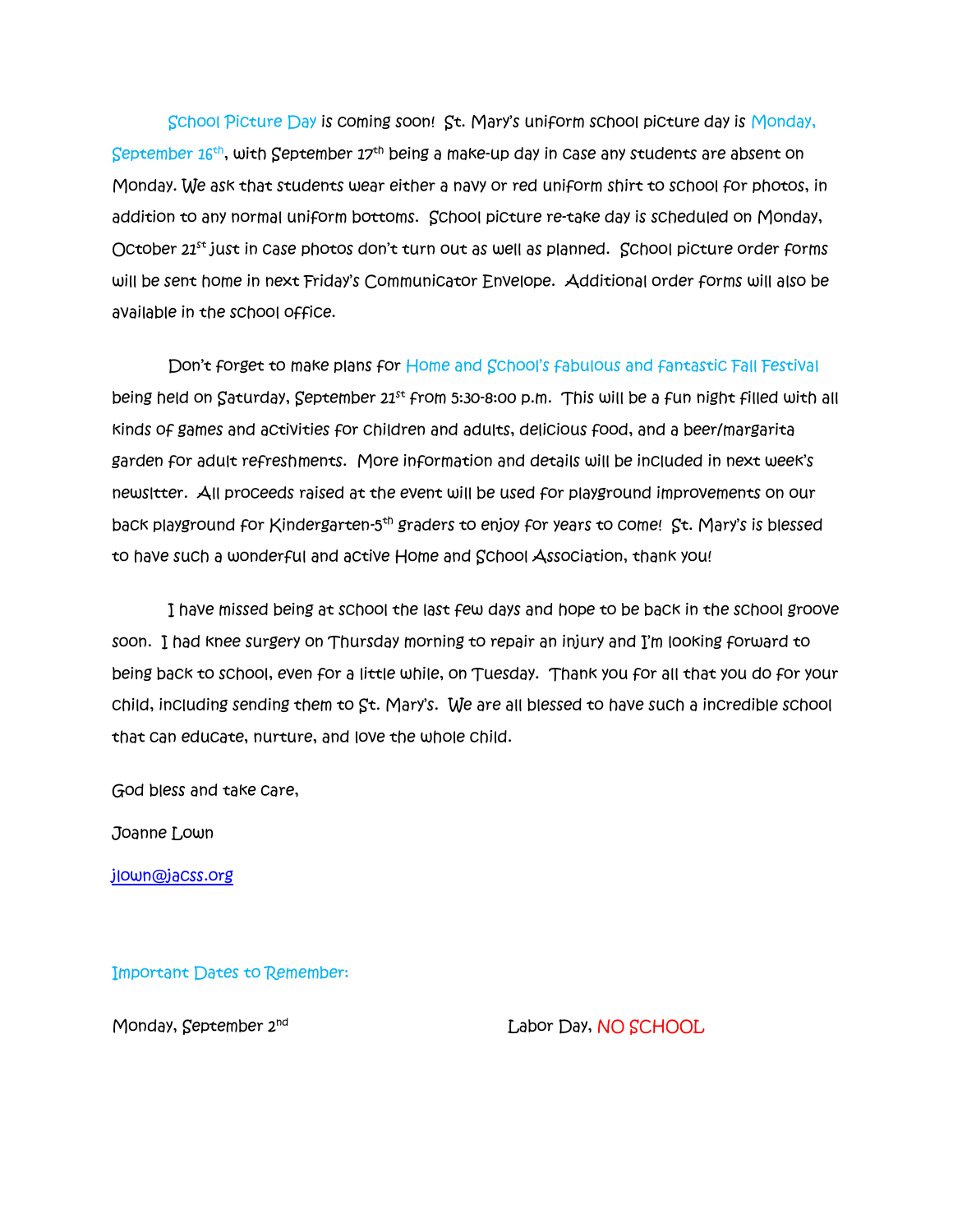School Picture Day is coming soon! St. Mary's uniform school picture day is Monday, September 16th, with September 17th being a make-up day in case any students are absent on Monday. We ask that students wear either a navy or red uniform shirt to school for photos, in addition to any normal uniform bottoms. School picture re-take day is scheduled on Monday, October 21st just in case photos don't turn out as well as planned. School picture order forms will be sent home in next Friday's Communicator Envelope. Additional order forms will also be available in the school office.

Don't forget to make plans for Home and School's fabulous and fantastic Fall Festival being held on Saturday, September 21st from 5:30-8:00 p.m. This will be a fun night filled with all kinds of games and activities for children and adults, delicious food, and a beer/margarita garden for adult refreshments. More information and details will be included in next week's newsltter. All proceeds raised at the event will be used for playground improvements on our back playground for Kindergarten-5th graders to enjoy for years to come! St. Mary's is blessed to have such a wonderful and active Home and School Association, thank you!

I have missed being at school the last few days and hope to be back in the school groove soon. I had knee surgery on Thursday morning to repair an injury and I'm looking forward to being back to school, even for a little while, on Tuesday. Thank you for all that you do for your child, including sending them to St. Mary's. We are all blessed to have such a incredible school that can educate, nurture, and love the whole child.

God bless and take care,

Joanne Lown

jlown@jacss.org

Important Dates to Remember:

| | |
|---|---|
| Monday, September 2nd | Labor Day, NO SCHOOL |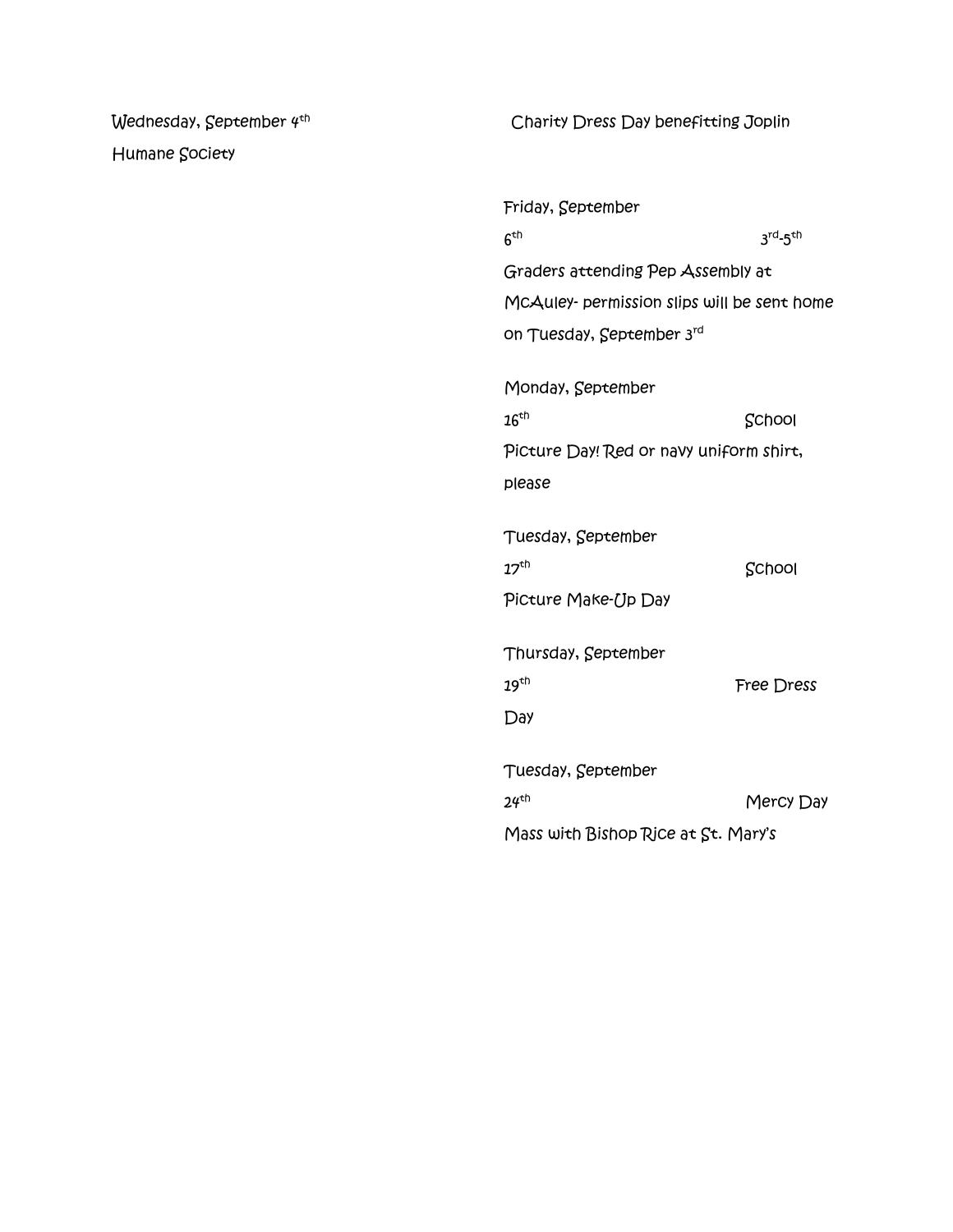Wednesday, September 4th Charity Dress Day benefitting Joplin Humane Society

Friday, September 6th 3rd-5th Graders attending Pep Assembly at McAuley- permission slips will be sent home on Tuesday, September 3rd

Monday, September 16th School Picture Day! Red or navy uniform shirt, please

Tuesday, September 17th School Picture Make-Up Day

Thursday, September 19th Free Dress Day

Tuesday, September 24th Mercy Day Mass with Bishop Rice at St. Mary's